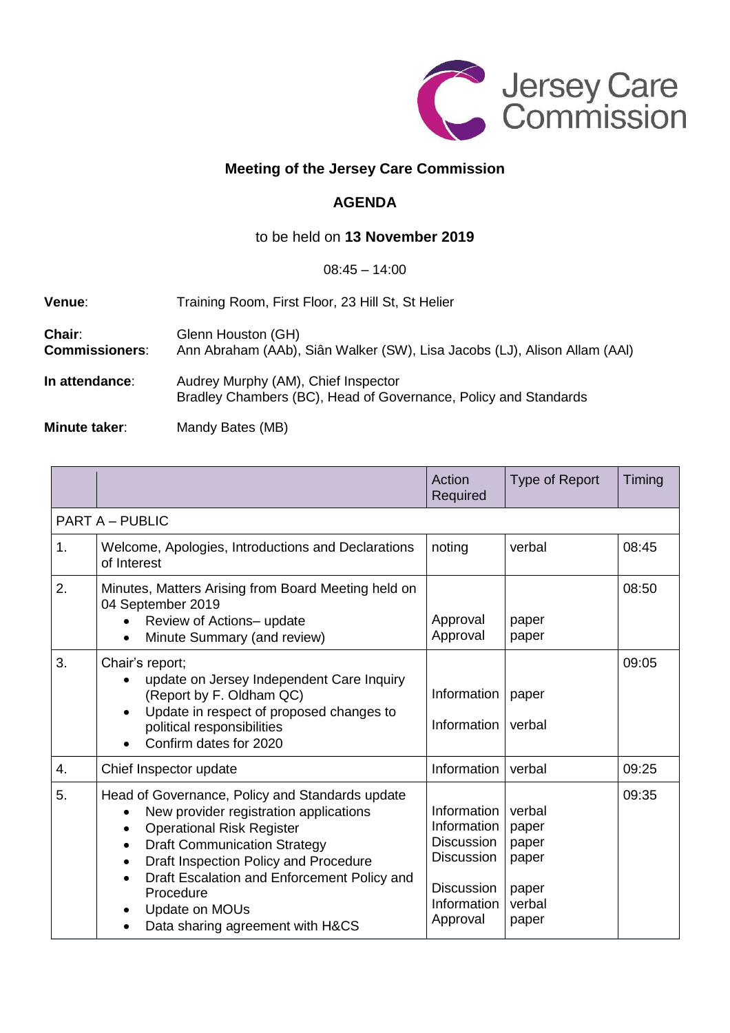Jersey Care Commission

## Meeting of the Jersey Care Commission

## AGENDA

to be held on **13 November 2019**

08:45 – 14:00

**Venue**: Training Room, First Floor, 23 Hill St, St Helier

**Chair**: Glenn Houston (GH)
**Commissioners**: Ann Abraham (AAb), Siân Walker (SW), Lisa Jacobs (LJ), Alison Allam (AAl)

**In attendance**: Audrey Murphy (AM), Chief Inspector
Bradley Chambers (BC), Head of Governance, Policy and Standards

**Minute taker**: Mandy Bates (MB)

| | | Action Required | Type of Report | Timing |
|---|---|---|---|---|
| PART A – PUBLIC | | | | |
| 1. | Welcome, Apologies, Introductions and Declarations of Interest | noting | verbal | 08:45 |
| 2. | Minutes, Matters Arising from Board Meeting held on 04 September 2019<br>• Review of Actions– update<br>• Minute Summary (and review) | <br>Approval<br>Approval | <br>paper<br>paper | 08:50 |
| 3. | Chair's report;<br>• update on Jersey Independent Care Inquiry (Report by F. Oldham QC)<br>• Update in respect of proposed changes to political responsibilities<br>• Confirm dates for 2020 | <br>Information<br>Information | <br>paper<br>verbal | 09:05 |
| 4. | Chief Inspector update | Information | verbal | 09:25 |
| 5. | Head of Governance, Policy and Standards update<br>• New provider registration applications<br>• Operational Risk Register<br>• Draft Communication Strategy<br>• Draft Inspection Policy and Procedure<br>• Draft Escalation and Enforcement Policy and Procedure<br>• Update on MOUs<br>• Data sharing agreement with H&CS | <br>Information<br>Information<br>Discussion<br>Discussion<br>Discussion<br>Information<br>Approval | <br>verbal<br>paper<br>paper<br>paper<br>paper<br>verbal<br>paper | 09:35 |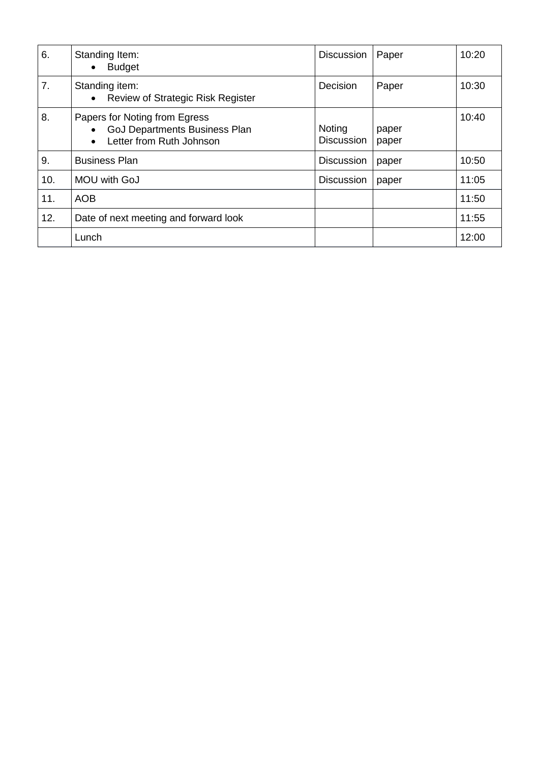| | | | | |
|---|---|---|---|---|
| 6. | Standing Item:<br>• Budget | Discussion | Paper | 10:20 |
| 7. | Standing item:<br>• Review of Strategic Risk Register | Decision | Paper | 10:30 |
| 8. | Papers for Noting from Egress<br>• GoJ Departments Business Plan<br>• Letter from Ruth Johnson | Noting<br>Discussion | paper<br>paper | 10:40 |
| 9. | Business Plan | Discussion | paper | 10:50 |
| 10. | MOU with GoJ | Discussion | paper | 11:05 |
| 11. | AOB | | | 11:50 |
| 12. | Date of next meeting and forward look | | | 11:55 |
| | Lunch | | | 12:00 |